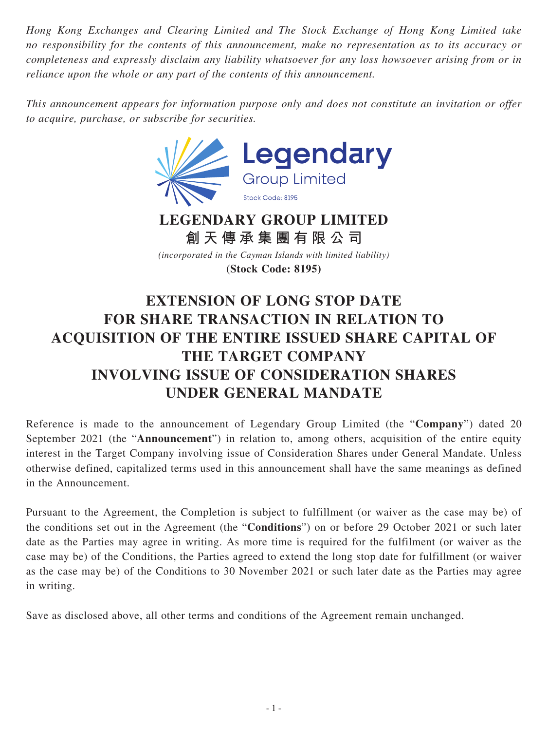*Hong Kong Exchanges and Clearing Limited and The Stock Exchange of Hong Kong Limited take no responsibility for the contents of this announcement, make no representation as to its accuracy or completeness and expressly disclaim any liability whatsoever for any loss howsoever arising from or in reliance upon the whole or any part of the contents of this announcement.*

*This announcement appears for information purpose only and does not constitute an invitation or offer to acquire, purchase, or subscribe for securities.*

Legendary Group Limited
Stock Code: 8195

**LEGENDARY GROUP LIMITED**
**創天傳承集團有限公司**
*(incorporated in the Cayman Islands with limited liability)*
**(Stock Code: 8195)**

# EXTENSION OF LONG STOP DATE FOR SHARE TRANSACTION IN RELATION TO ACQUISITION OF THE ENTIRE ISSUED SHARE CAPITAL OF THE TARGET COMPANY INVOLVING ISSUE OF CONSIDERATION SHARES UNDER GENERAL MANDATE

Reference is made to the announcement of Legendary Group Limited (the "**Company**") dated 20 September 2021 (the "**Announcement**") in relation to, among others, acquisition of the entire equity interest in the Target Company involving issue of Consideration Shares under General Mandate. Unless otherwise defined, capitalized terms used in this announcement shall have the same meanings as defined in the Announcement.

Pursuant to the Agreement, the Completion is subject to fulfillment (or waiver as the case may be) of the conditions set out in the Agreement (the "**Conditions**") on or before 29 October 2021 or such later date as the Parties may agree in writing. As more time is required for the fulfilment (or waiver as the case may be) of the Conditions, the Parties agreed to extend the long stop date for fulfillment (or waiver as the case may be) of the Conditions to 30 November 2021 or such later date as the Parties may agree in writing.

Save as disclosed above, all other terms and conditions of the Agreement remain unchanged.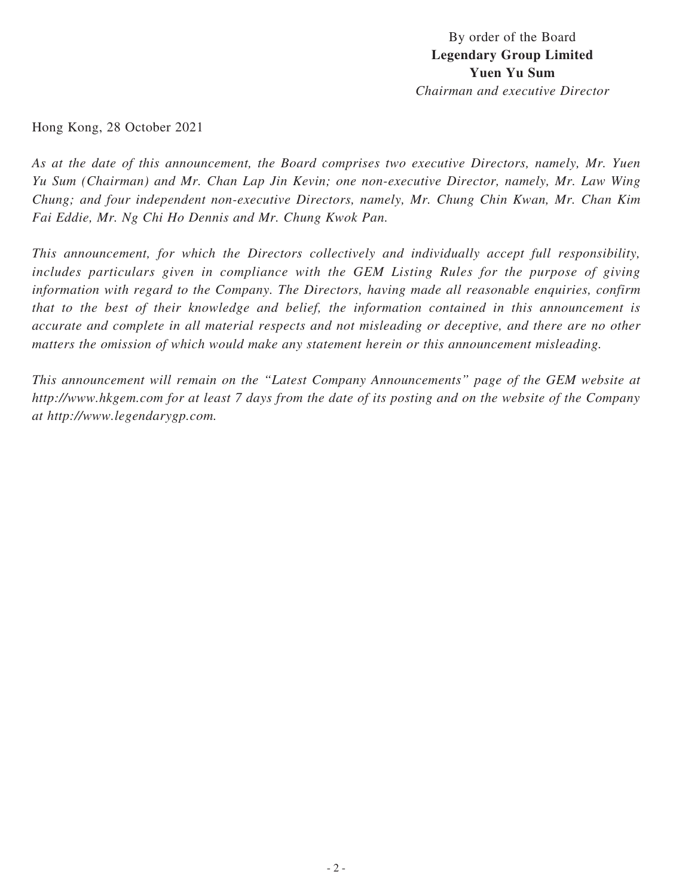By order of the Board
**Legendary Group Limited**
**Yuen Yu Sum**
*Chairman and executive Director*

Hong Kong, 28 October 2021

*As at the date of this announcement, the Board comprises two executive Directors, namely, Mr. Yuen Yu Sum (Chairman) and Mr. Chan Lap Jin Kevin; one non-executive Director, namely, Mr. Law Wing Chung; and four independent non-executive Directors, namely, Mr. Chung Chin Kwan, Mr. Chan Kim Fai Eddie, Mr. Ng Chi Ho Dennis and Mr. Chung Kwok Pan.*

*This announcement, for which the Directors collectively and individually accept full responsibility, includes particulars given in compliance with the GEM Listing Rules for the purpose of giving information with regard to the Company. The Directors, having made all reasonable enquiries, confirm that to the best of their knowledge and belief, the information contained in this announcement is accurate and complete in all material respects and not misleading or deceptive, and there are no other matters the omission of which would make any statement herein or this announcement misleading.*

*This announcement will remain on the "Latest Company Announcements" page of the GEM website at http://www.hkgem.com for at least 7 days from the date of its posting and on the website of the Company at http://www.legendarygp.com.*